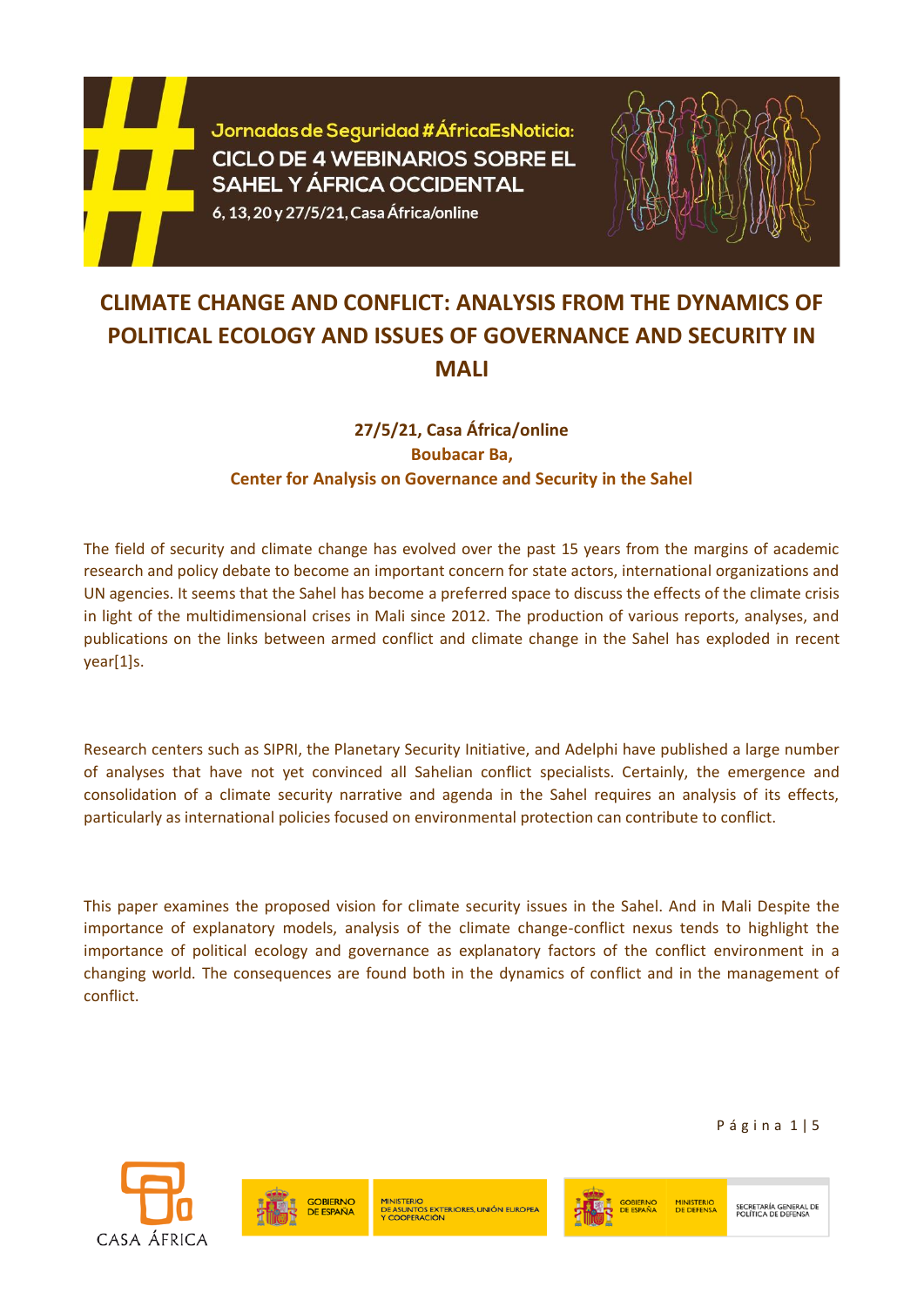Jornadas de Seguridad #ÁfricaEsNoticia:
CICLO DE 4 WEBINARIOS SOBRE EL SAHEL Y ÁFRICA OCCIDENTAL
6, 13, 20 y 27/5/21, Casa África/online

# CLIMATE CHANGE AND CONFLICT: ANALYSIS FROM THE DYNAMICS OF POLITICAL ECOLOGY AND ISSUES OF GOVERNANCE AND SECURITY IN MALI

**27/5/21, Casa África/online**
**Boubacar Ba,**
**Center for Analysis on Governance and Security in the Sahel**

The field of security and climate change has evolved over the past 15 years from the margins of academic research and policy debate to become an important concern for state actors, international organizations and UN agencies. It seems that the Sahel has become a preferred space to discuss the effects of the climate crisis in light of the multidimensional crises in Mali since 2012. The production of various reports, analyses, and publications on the links between armed conflict and climate change in the Sahel has exploded in recent year[1]s.

Research centers such as SIPRI, the Planetary Security Initiative, and Adelphi have published a large number of analyses that have not yet convinced all Sahelian conflict specialists. Certainly, the emergence and consolidation of a climate security narrative and agenda in the Sahel requires an analysis of its effects, particularly as international policies focused on environmental protection can contribute to conflict.

This paper examines the proposed vision for climate security issues in the Sahel. And in Mali Despite the importance of explanatory models, analysis of the climate change-conflict nexus tends to highlight the importance of political ecology and governance as explanatory factors of the conflict environment in a changing world. The consequences are found both in the dynamics of conflict and in the management of conflict.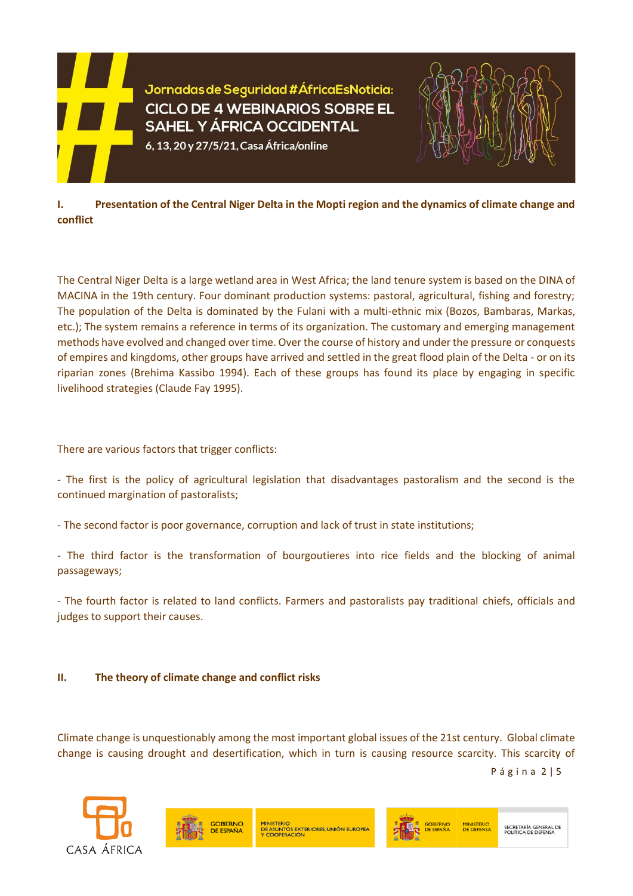## I. Presentation of the Central Niger Delta in the Mopti region and the dynamics of climate change and conflict

The Central Niger Delta is a large wetland area in West Africa; the land tenure system is based on the DINA of MACINA in the 19th century. Four dominant production systems: pastoral, agricultural, fishing and forestry; The population of the Delta is dominated by the Fulani with a multi-ethnic mix (Bozos, Bambaras, Markas, etc.); The system remains a reference in terms of its organization. The customary and emerging management methods have evolved and changed over time. Over the course of history and under the pressure or conquests of empires and kingdoms, other groups have arrived and settled in the great flood plain of the Delta - or on its riparian zones (Brehima Kassibo 1994). Each of these groups has found its place by engaging in specific livelihood strategies (Claude Fay 1995).

There are various factors that trigger conflicts:

- The first is the policy of agricultural legislation that disadvantages pastoralism and the second is the continued margination of pastoralists;

- The second factor is poor governance, corruption and lack of trust in state institutions;

- The third factor is the transformation of bourgoutieres into rice fields and the blocking of animal passageways;

- The fourth factor is related to land conflicts. Farmers and pastoralists pay traditional chiefs, officials and judges to support their causes.

## II. The theory of climate change and conflict risks

Climate change is unquestionably among the most important global issues of the 21st century. Global climate change is causing drought and desertification, which in turn is causing resource scarcity. This scarcity of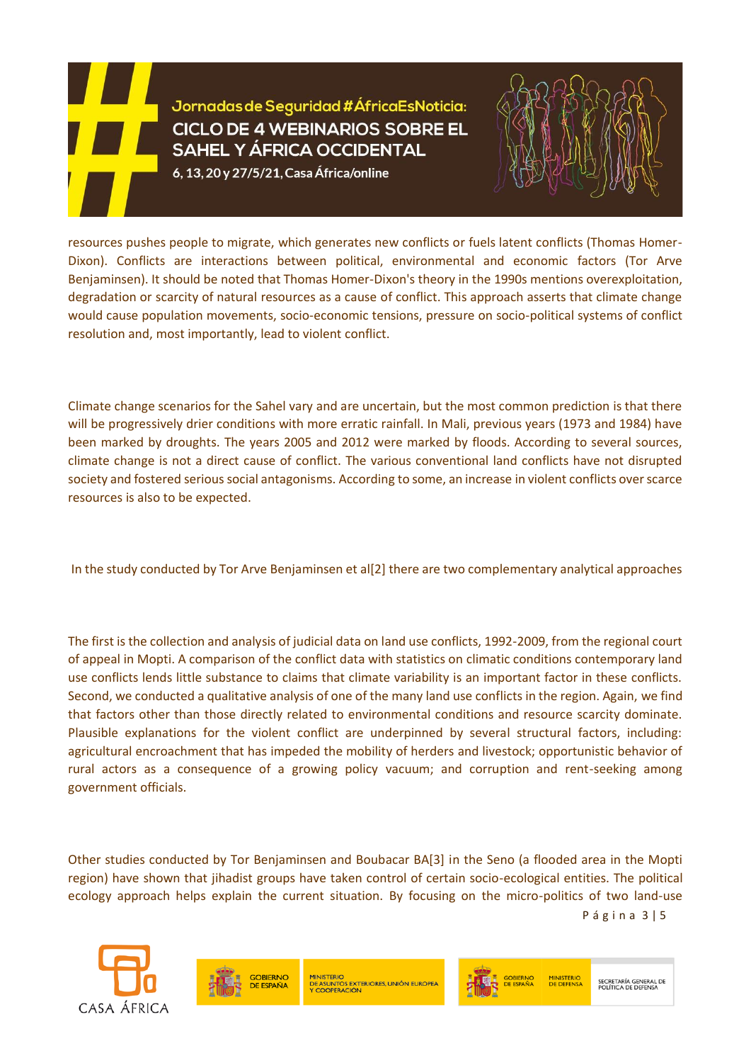resources pushes people to migrate, which generates new conflicts or fuels latent conflicts (Thomas Homer-Dixon). Conflicts are interactions between political, environmental and economic factors (Tor Arve Benjaminsen). It should be noted that Thomas Homer-Dixon's theory in the 1990s mentions overexploitation, degradation or scarcity of natural resources as a cause of conflict. This approach asserts that climate change would cause population movements, socio-economic tensions, pressure on socio-political systems of conflict resolution and, most importantly, lead to violent conflict.

Climate change scenarios for the Sahel vary and are uncertain, but the most common prediction is that there will be progressively drier conditions with more erratic rainfall. In Mali, previous years (1973 and 1984) have been marked by droughts. The years 2005 and 2012 were marked by floods. According to several sources, climate change is not a direct cause of conflict. The various conventional land conflicts have not disrupted society and fostered serious social antagonisms. According to some, an increase in violent conflicts over scarce resources is also to be expected.

In the study conducted by Tor Arve Benjaminsen et al[2] there are two complementary analytical approaches

The first is the collection and analysis of judicial data on land use conflicts, 1992-2009, from the regional court of appeal in Mopti. A comparison of the conflict data with statistics on climatic conditions contemporary land use conflicts lends little substance to claims that climate variability is an important factor in these conflicts. Second, we conducted a qualitative analysis of one of the many land use conflicts in the region. Again, we find that factors other than those directly related to environmental conditions and resource scarcity dominate. Plausible explanations for the violent conflict are underpinned by several structural factors, including: agricultural encroachment that has impeded the mobility of herders and livestock; opportunistic behavior of rural actors as a consequence of a growing policy vacuum; and corruption and rent-seeking among government officials.

Other studies conducted by Tor Benjaminsen and Boubacar BA[3] in the Seno (a flooded area in the Mopti region) have shown that jihadist groups have taken control of certain socio-ecological entities. The political ecology approach helps explain the current situation. By focusing on the micro-politics of two land-use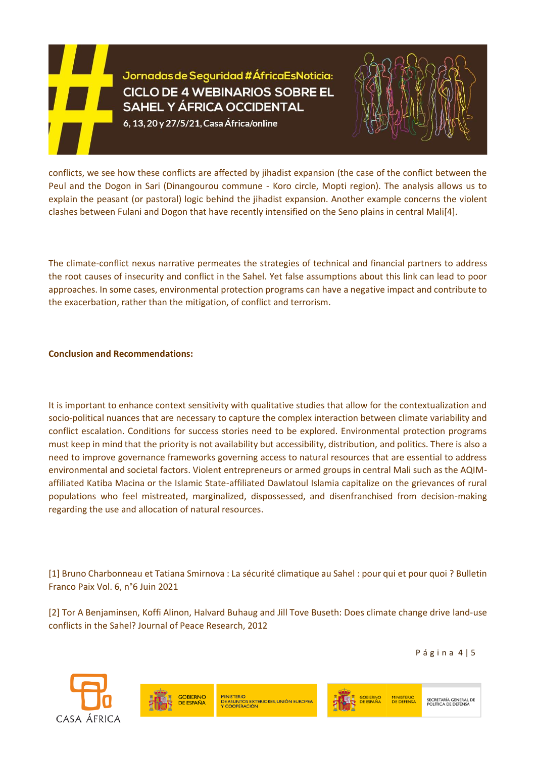conflicts, we see how these conflicts are affected by jihadist expansion (the case of the conflict between the Peul and the Dogon in Sari (Dinangourou commune - Koro circle, Mopti region). The analysis allows us to explain the peasant (or pastoral) logic behind the jihadist expansion. Another example concerns the violent clashes between Fulani and Dogon that have recently intensified on the Seno plains in central Mali[4].

The climate-conflict nexus narrative permeates the strategies of technical and financial partners to address the root causes of insecurity and conflict in the Sahel. Yet false assumptions about this link can lead to poor approaches. In some cases, environmental protection programs can have a negative impact and contribute to the exacerbation, rather than the mitigation, of conflict and terrorism.

**Conclusion and Recommendations:**

It is important to enhance context sensitivity with qualitative studies that allow for the contextualization and socio-political nuances that are necessary to capture the complex interaction between climate variability and conflict escalation. Conditions for success stories need to be explored. Environmental protection programs must keep in mind that the priority is not availability but accessibility, distribution, and politics. There is also a need to improve governance frameworks governing access to natural resources that are essential to address environmental and societal factors. Violent entrepreneurs or armed groups in central Mali such as the AQIM-affiliated Katiba Macina or the Islamic State-affiliated Dawlatoul Islamia capitalize on the grievances of rural populations who feel mistreated, marginalized, dispossessed, and disenfranchised from decision-making regarding the use and allocation of natural resources.

[1] Bruno Charbonneau et Tatiana Smirnova : La sécurité climatique au Sahel : pour qui et pour quoi ? Bulletin Franco Paix Vol. 6, n°6 Juin 2021

[2] Tor A Benjaminsen, Koffi Alinon, Halvard Buhaug and Jill Tove Buseth: Does climate change drive land-use conflicts in the Sahel? Journal of Peace Research, 2012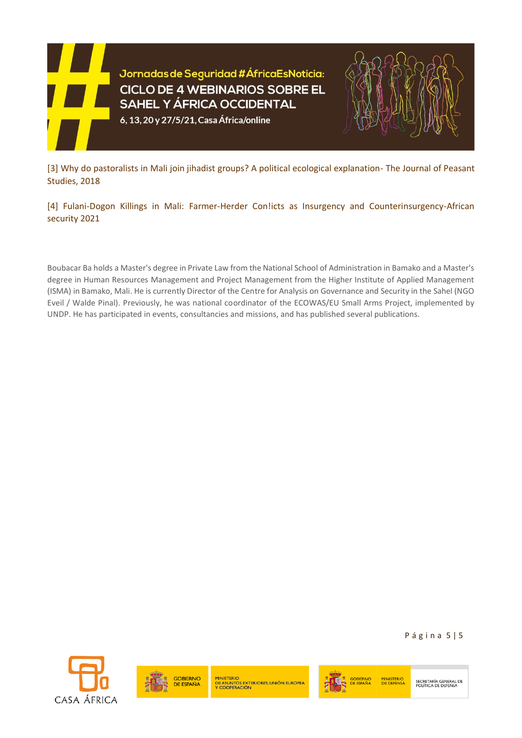[3] Why do pastoralists in Mali join jihadist groups? A political ecological explanation- The Journal of Peasant Studies, 2018

[4] Fulani-Dogon Killings in Mali: Farmer-Herder Con!icts as Insurgency and Counterinsurgency-African security 2021

Boubacar Ba holds a Master's degree in Private Law from the National School of Administration in Bamako and a Master's degree in Human Resources Management and Project Management from the Higher Institute of Applied Management (ISMA) in Bamako, Mali. He is currently Director of the Centre for Analysis on Governance and Security in the Sahel (NGO Eveil / Walde Pinal). Previously, he was national coordinator of the ECOWAS/EU Small Arms Project, implemented by UNDP. He has participated in events, consultancies and missions, and has published several publications.